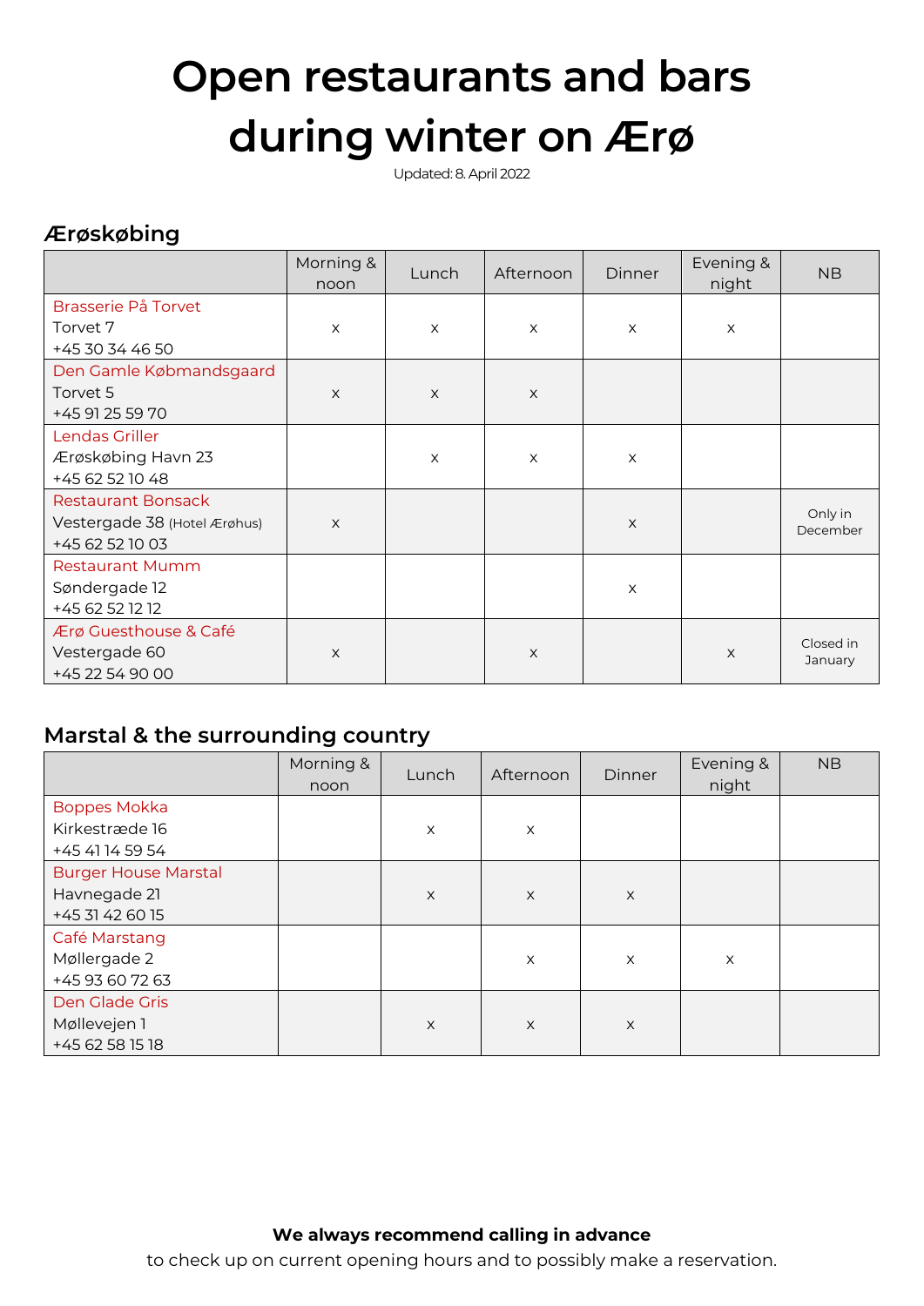# Open restaurants and bars during winter on Ærø

Updated: 8. April 2022

## Ærøskøbing

| | Morning & noon | Lunch | Afternoon | Dinner | Evening & night | NB |
|---|---|---|---|---|---|---|
| Brasserie På Torvet<br>Torvet 7<br>+45 30 34 46 50 | x | x | x | x | x | |
| Den Gamle Købmandsgaard<br>Torvet 5<br>+45 91 25 59 70 | x | x | x | | | |
| Lendas Griller<br>Ærøskøbing Havn 23<br>+45 62 52 10 48 | | x | x | x | | |
| Restaurant Bonsack<br>Vestergade 38 (Hotel Ærøhus)<br>+45 62 52 10 03 | x | | | x | | Only in December |
| Restaurant Mumm<br>Søndergade 12<br>+45 62 52 12 12 | | | | x | | |
| Ærø Guesthouse & Café<br>Vestergade 60<br>+45 22 54 90 00 | x | | x | | x | Closed in January |

## Marstal & the surrounding country

| | Morning & noon | Lunch | Afternoon | Dinner | Evening & night | NB |
|---|---|---|---|---|---|---|
| Boppes Mokka<br>Kirkestræde 16<br>+45 41 14 59 54 | | x | x | | | |
| Burger House Marstal<br>Havnegade 21<br>+45 31 42 60 15 | | x | x | x | | |
| Café Marstang<br>Møllergade 2<br>+45 93 60 72 63 | | | x | x | x | |
| Den Glade Gris<br>Møllevejen 1<br>+45 62 58 15 18 | | x | x | x | | |

**We always recommend calling in advance**

to check up on current opening hours and to possibly make a reservation.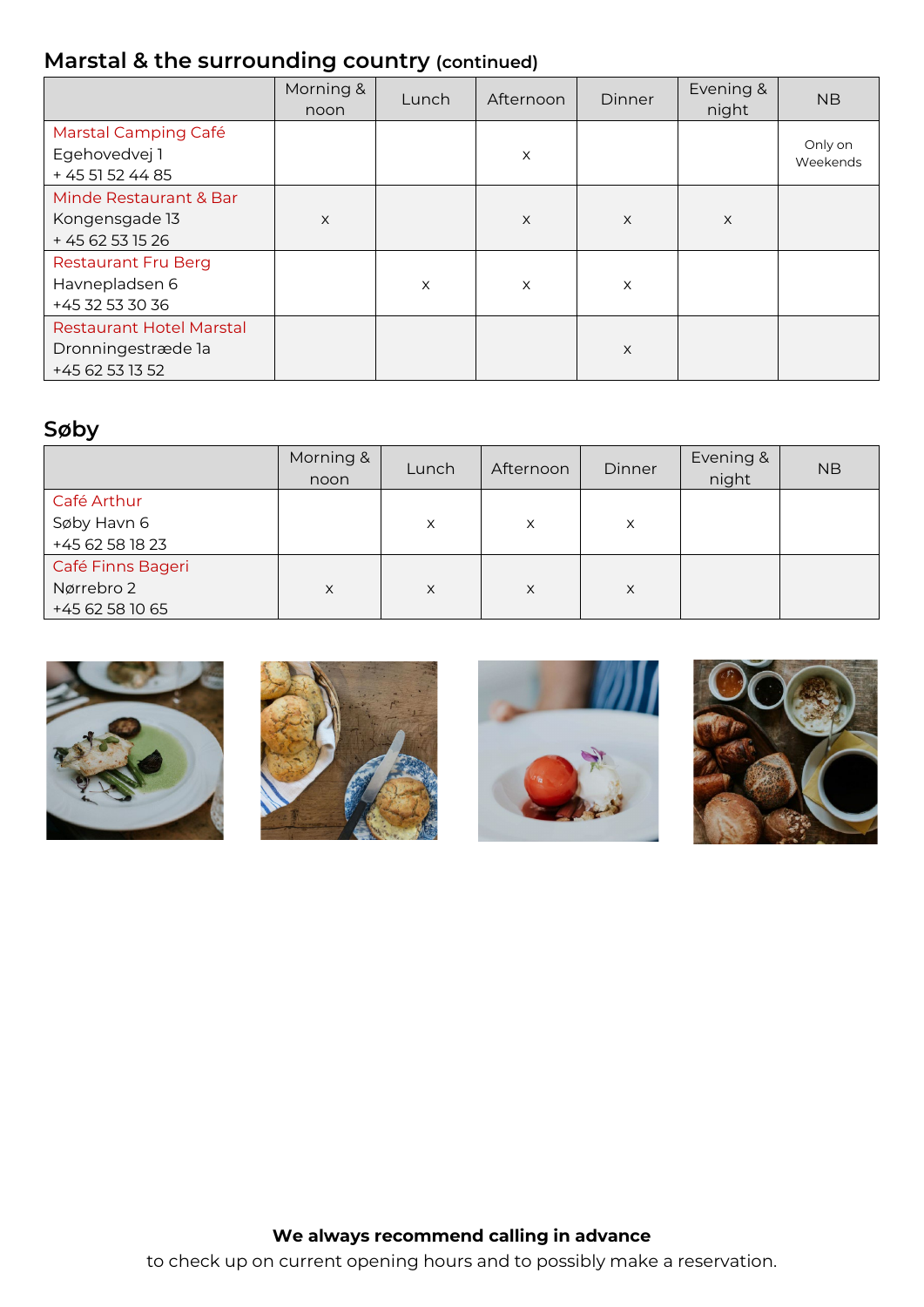## Marstal & the surrounding country (continued)

| | Morning & noon | Lunch | Afternoon | Dinner | Evening & night | NB |
|---|---|---|---|---|---|---|
| Marstal Camping Café<br>Egehovedvej 1<br>+ 45 51 52 44 85 | | | x | | | Only on Weekends |
| Minde Restaurant & Bar<br>Kongensgade 13<br>+ 45 62 53 15 26 | x | | x | x | x | |
| Restaurant Fru Berg<br>Havnepladsen 6<br>+45 32 53 30 36 | | x | x | x | | |
| Restaurant Hotel Marstal<br>Dronningestræde 1a<br>+45 62 53 13 52 | | | | x | | |

## Søby

| | Morning & noon | Lunch | Afternoon | Dinner | Evening & night | NB |
|---|---|---|---|---|---|---|
| Café Arthur<br>Søby Havn 6<br>+45 62 58 18 23 | | x | x | x | | |
| Café Finns Bageri<br>Nørrebro 2<br>+45 62 58 10 65 | x | x | x | x | | |

**We always recommend calling in advance**
to check up on current opening hours and to possibly make a reservation.